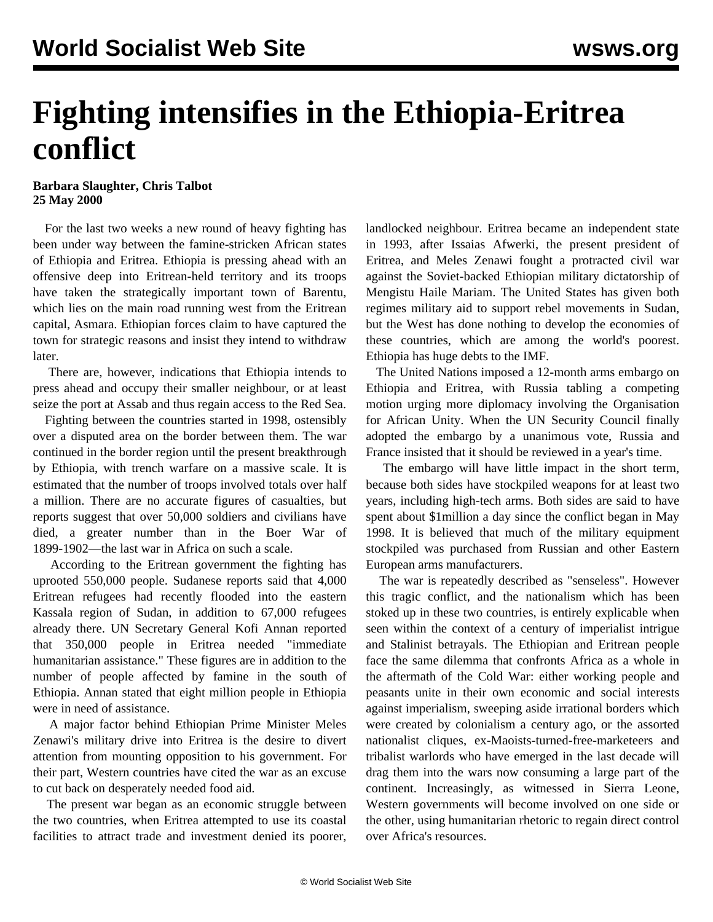# Fighting intensifies in the Ethiopia-Eritrea conflict

**Barbara Slaughter, Chris Talbot**
**25 May 2000**

For the last two weeks a new round of heavy fighting has been under way between the famine-stricken African states of Ethiopia and Eritrea. Ethiopia is pressing ahead with an offensive deep into Eritrean-held territory and its troops have taken the strategically important town of Barentu, which lies on the main road running west from the Eritrean capital, Asmara. Ethiopian forces claim to have captured the town for strategic reasons and insist they intend to withdraw later.

There are, however, indications that Ethiopia intends to press ahead and occupy their smaller neighbour, or at least seize the port at Assab and thus regain access to the Red Sea.

Fighting between the countries started in 1998, ostensibly over a disputed area on the border between them. The war continued in the border region until the present breakthrough by Ethiopia, with trench warfare on a massive scale. It is estimated that the number of troops involved totals over half a million. There are no accurate figures of casualties, but reports suggest that over 50,000 soldiers and civilians have died, a greater number than in the Boer War of 1899-1902—the last war in Africa on such a scale.

According to the Eritrean government the fighting has uprooted 550,000 people. Sudanese reports said that 4,000 Eritrean refugees had recently flooded into the eastern Kassala region of Sudan, in addition to 67,000 refugees already there. UN Secretary General Kofi Annan reported that 350,000 people in Eritrea needed "immediate humanitarian assistance." These figures are in addition to the number of people affected by famine in the south of Ethiopia. Annan stated that eight million people in Ethiopia were in need of assistance.

A major factor behind Ethiopian Prime Minister Meles Zenawi's military drive into Eritrea is the desire to divert attention from mounting opposition to his government. For their part, Western countries have cited the war as an excuse to cut back on desperately needed food aid.

The present war began as an economic struggle between the two countries, when Eritrea attempted to use its coastal facilities to attract trade and investment denied its poorer, landlocked neighbour. Eritrea became an independent state in 1993, after Issaias Afwerki, the present president of Eritrea, and Meles Zenawi fought a protracted civil war against the Soviet-backed Ethiopian military dictatorship of Mengistu Haile Mariam. The United States has given both regimes military aid to support rebel movements in Sudan, but the West has done nothing to develop the economies of these countries, which are among the world's poorest. Ethiopia has huge debts to the IMF.

The United Nations imposed a 12-month arms embargo on Ethiopia and Eritrea, with Russia tabling a competing motion urging more diplomacy involving the Organisation for African Unity. When the UN Security Council finally adopted the embargo by a unanimous vote, Russia and France insisted that it should be reviewed in a year's time.

The embargo will have little impact in the short term, because both sides have stockpiled weapons for at least two years, including high-tech arms. Both sides are said to have spent about $1million a day since the conflict began in May 1998. It is believed that much of the military equipment stockpiled was purchased from Russian and other Eastern European arms manufacturers.

The war is repeatedly described as "senseless". However this tragic conflict, and the nationalism which has been stoked up in these two countries, is entirely explicable when seen within the context of a century of imperialist intrigue and Stalinist betrayals. The Ethiopian and Eritrean people face the same dilemma that confronts Africa as a whole in the aftermath of the Cold War: either working people and peasants unite in their own economic and social interests against imperialism, sweeping aside irrational borders which were created by colonialism a century ago, or the assorted nationalist cliques, ex-Maoists-turned-free-marketeers and tribalist warlords who have emerged in the last decade will drag them into the wars now consuming a large part of the continent. Increasingly, as witnessed in Sierra Leone, Western governments will become involved on one side or the other, using humanitarian rhetoric to regain direct control over Africa's resources.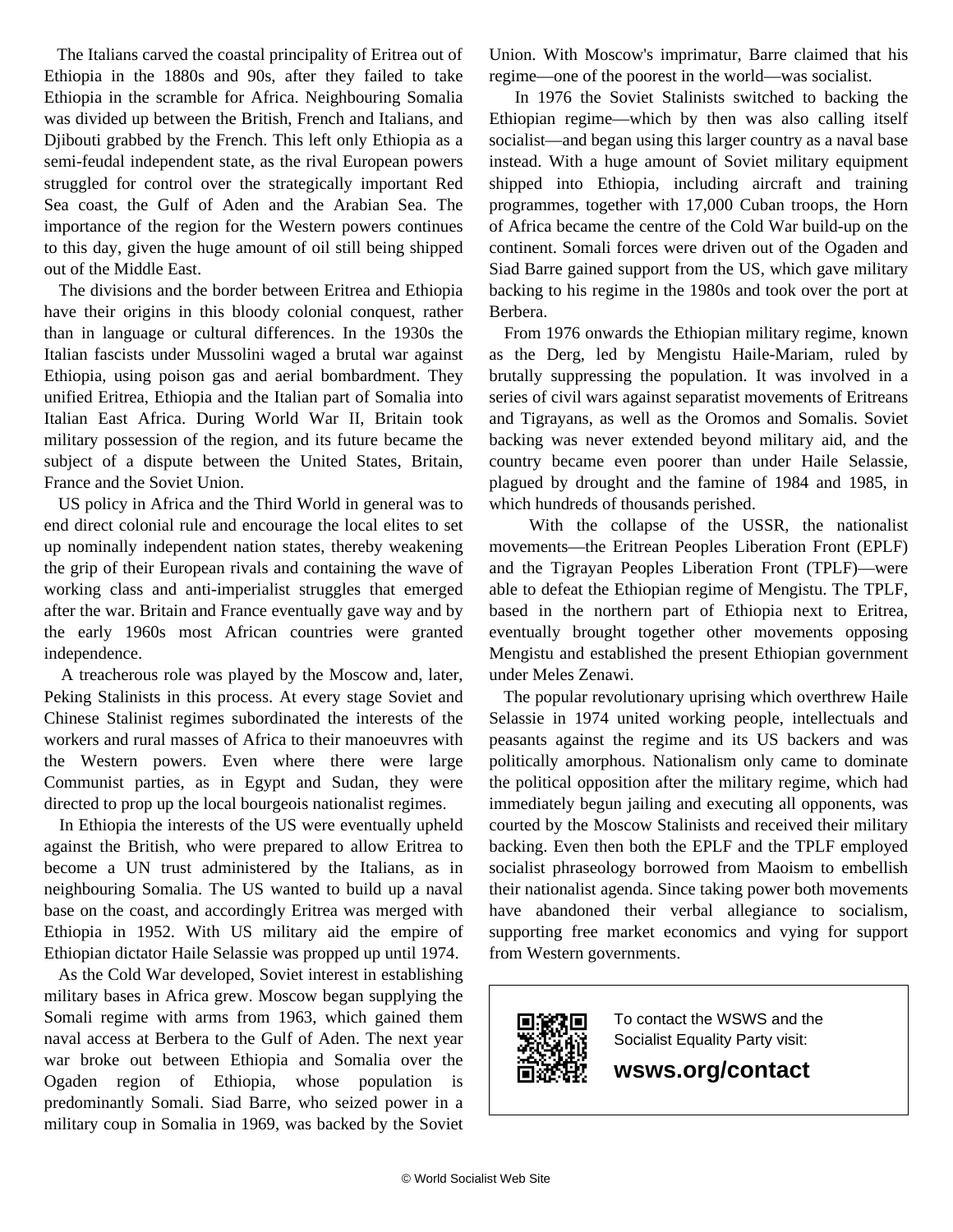The Italians carved the coastal principality of Eritrea out of Ethiopia in the 1880s and 90s, after they failed to take Ethiopia in the scramble for Africa. Neighbouring Somalia was divided up between the British, French and Italians, and Djibouti grabbed by the French. This left only Ethiopia as a semi-feudal independent state, as the rival European powers struggled for control over the strategically important Red Sea coast, the Gulf of Aden and the Arabian Sea. The importance of the region for the Western powers continues to this day, given the huge amount of oil still being shipped out of the Middle East.

The divisions and the border between Eritrea and Ethiopia have their origins in this bloody colonial conquest, rather than in language or cultural differences. In the 1930s the Italian fascists under Mussolini waged a brutal war against Ethiopia, using poison gas and aerial bombardment. They unified Eritrea, Ethiopia and the Italian part of Somalia into Italian East Africa. During World War II, Britain took military possession of the region, and its future became the subject of a dispute between the United States, Britain, France and the Soviet Union.

US policy in Africa and the Third World in general was to end direct colonial rule and encourage the local elites to set up nominally independent nation states, thereby weakening the grip of their European rivals and containing the wave of working class and anti-imperialist struggles that emerged after the war. Britain and France eventually gave way and by the early 1960s most African countries were granted independence.

A treacherous role was played by the Moscow and, later, Peking Stalinists in this process. At every stage Soviet and Chinese Stalinist regimes subordinated the interests of the workers and rural masses of Africa to their manoeuvres with the Western powers. Even where there were large Communist parties, as in Egypt and Sudan, they were directed to prop up the local bourgeois nationalist regimes.

In Ethiopia the interests of the US were eventually upheld against the British, who were prepared to allow Eritrea to become a UN trust administered by the Italians, as in neighbouring Somalia. The US wanted to build up a naval base on the coast, and accordingly Eritrea was merged with Ethiopia in 1952. With US military aid the empire of Ethiopian dictator Haile Selassie was propped up until 1974.

As the Cold War developed, Soviet interest in establishing military bases in Africa grew. Moscow began supplying the Somali regime with arms from 1963, which gained them naval access at Berbera to the Gulf of Aden. The next year war broke out between Ethiopia and Somalia over the Ogaden region of Ethiopia, whose population is predominantly Somali. Siad Barre, who seized power in a military coup in Somalia in 1969, was backed by the Soviet Union. With Moscow's imprimatur, Barre claimed that his regime—one of the poorest in the world—was socialist.

In 1976 the Soviet Stalinists switched to backing the Ethiopian regime—which by then was also calling itself socialist—and began using this larger country as a naval base instead. With a huge amount of Soviet military equipment shipped into Ethiopia, including aircraft and training programmes, together with 17,000 Cuban troops, the Horn of Africa became the centre of the Cold War build-up on the continent. Somali forces were driven out of the Ogaden and Siad Barre gained support from the US, which gave military backing to his regime in the 1980s and took over the port at Berbera.

From 1976 onwards the Ethiopian military regime, known as the Derg, led by Mengistu Haile-Mariam, ruled by brutally suppressing the population. It was involved in a series of civil wars against separatist movements of Eritreans and Tigrayans, as well as the Oromos and Somalis. Soviet backing was never extended beyond military aid, and the country became even poorer than under Haile Selassie, plagued by drought and the famine of 1984 and 1985, in which hundreds of thousands perished.

With the collapse of the USSR, the nationalist movements—the Eritrean Peoples Liberation Front (EPLF) and the Tigrayan Peoples Liberation Front (TPLF)—were able to defeat the Ethiopian regime of Mengistu. The TPLF, based in the northern part of Ethiopia next to Eritrea, eventually brought together other movements opposing Mengistu and established the present Ethiopian government under Meles Zenawi.

The popular revolutionary uprising which overthrew Haile Selassie in 1974 united working people, intellectuals and peasants against the regime and its US backers and was politically amorphous. Nationalism only came to dominate the political opposition after the military regime, which had immediately begun jailing and executing all opponents, was courted by the Moscow Stalinists and received their military backing. Even then both the EPLF and the TPLF employed socialist phraseology borrowed from Maoism to embellish their nationalist agenda. Since taking power both movements have abandoned their verbal allegiance to socialism, supporting free market economics and vying for support from Western governments.

To contact the WSWS and the Socialist Equality Party visit:

**wsws.org/contact**